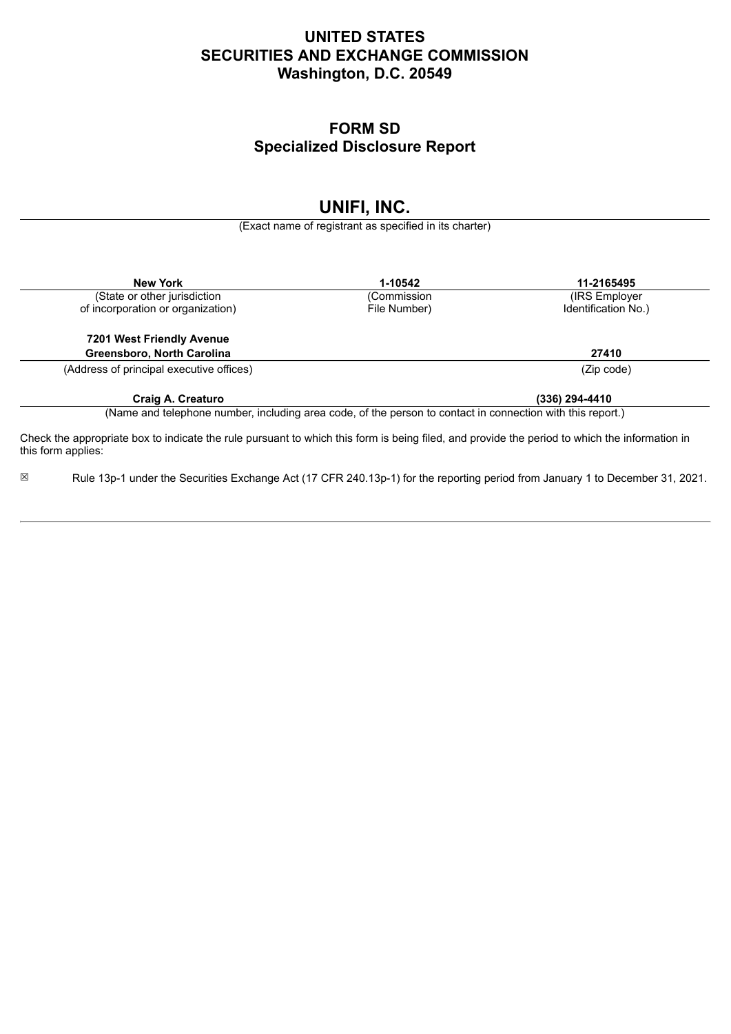# UNITED STATES
# SECURITIES AND EXCHANGE COMMISSION
# Washington, D.C. 20549

## FORM SD
## Specialized Disclosure Report

# UNIFI, INC.

(Exact name of registrant as specified in its charter)

| **New York** | **1-10542** | **11-2165495** |
|---|---|---|
| (State or other jurisdiction of incorporation or organization) | (Commission File Number) | (IRS Employer Identification No.) |

| **7201 West Friendly Avenue Greensboro, North Carolina** | **27410** |
|---|---|
| (Address of principal executive offices) | (Zip code) |

| **Craig A. Creaturo** | **(336) 294-4410** |
|---|---|

(Name and telephone number, including area code, of the person to contact in connection with this report.)

Check the appropriate box to indicate the rule pursuant to which this form is being filed, and provide the period to which the information in this form applies:

☒ Rule 13p-1 under the Securities Exchange Act (17 CFR 240.13p-1) for the reporting period from January 1 to December 31, 2021.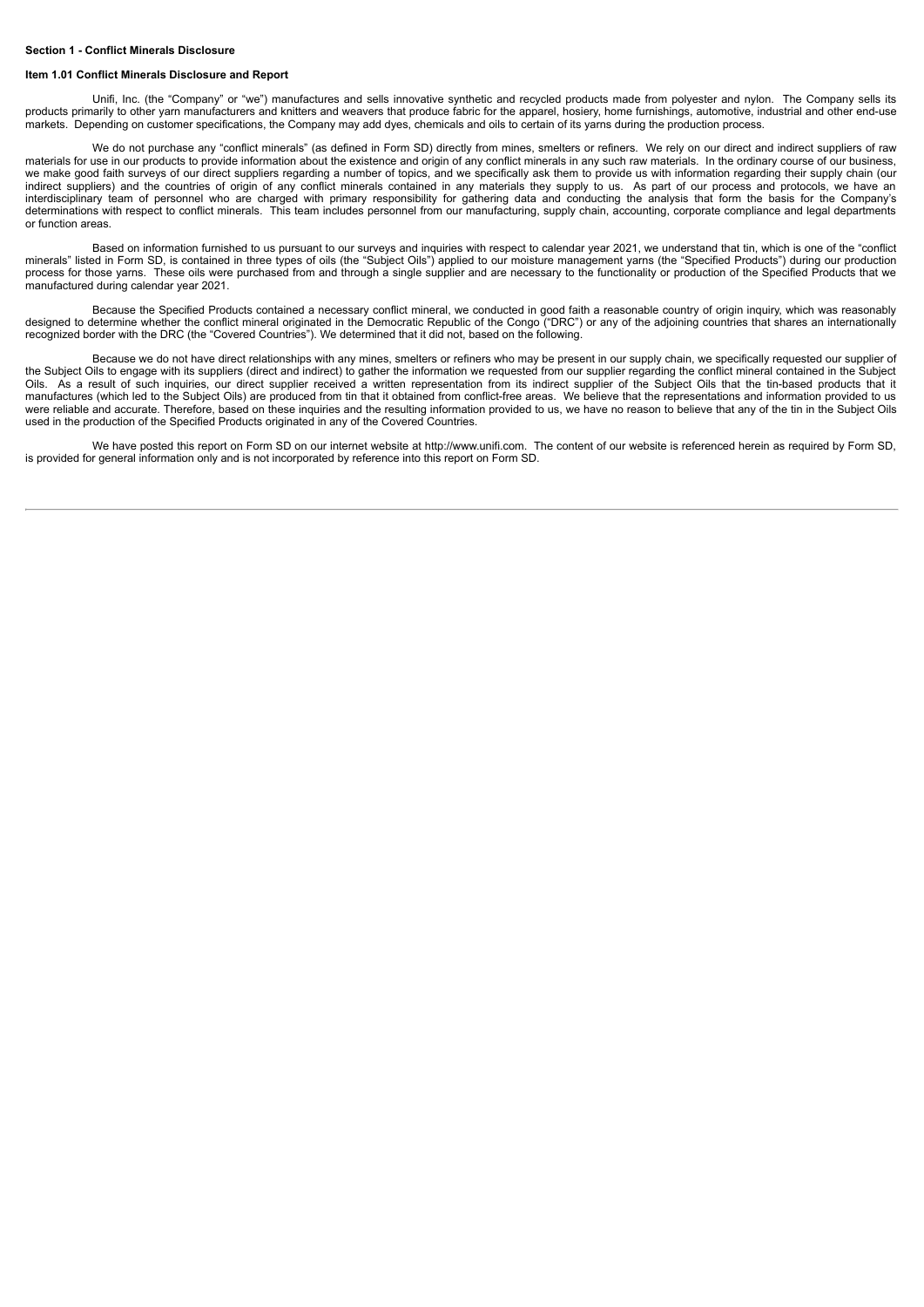**Section 1 - Conflict Minerals Disclosure**

**Item 1.01 Conflict Minerals Disclosure and Report**

Unifi, Inc. (the "Company" or "we") manufactures and sells innovative synthetic and recycled products made from polyester and nylon. The Company sells its products primarily to other yarn manufacturers and knitters and weavers that produce fabric for the apparel, hosiery, home furnishings, automotive, industrial and other end-use markets. Depending on customer specifications, the Company may add dyes, chemicals and oils to certain of its yarns during the production process.

We do not purchase any "conflict minerals" (as defined in Form SD) directly from mines, smelters or refiners. We rely on our direct and indirect suppliers of raw materials for use in our products to provide information about the existence and origin of any conflict minerals in any such raw materials. In the ordinary course of our business, we make good faith surveys of our direct suppliers regarding a number of topics, and we specifically ask them to provide us with information regarding their supply chain (our indirect suppliers) and the countries of origin of any conflict minerals contained in any materials they supply to us. As part of our process and protocols, we have an interdisciplinary team of personnel who are charged with primary responsibility for gathering data and conducting the analysis that form the basis for the Company's determinations with respect to conflict minerals. This team includes personnel from our manufacturing, supply chain, accounting, corporate compliance and legal departments or function areas.

Based on information furnished to us pursuant to our surveys and inquiries with respect to calendar year 2021, we understand that tin, which is one of the "conflict minerals" listed in Form SD, is contained in three types of oils (the "Subject Oils") applied to our moisture management yarns (the "Specified Products") during our production process for those yarns. These oils were purchased from and through a single supplier and are necessary to the functionality or production of the Specified Products that we manufactured during calendar year 2021.

Because the Specified Products contained a necessary conflict mineral, we conducted in good faith a reasonable country of origin inquiry, which was reasonably designed to determine whether the conflict mineral originated in the Democratic Republic of the Congo ("DRC") or any of the adjoining countries that shares an internationally recognized border with the DRC (the "Covered Countries"). We determined that it did not, based on the following.

Because we do not have direct relationships with any mines, smelters or refiners who may be present in our supply chain, we specifically requested our supplier of the Subject Oils to engage with its suppliers (direct and indirect) to gather the information we requested from our supplier regarding the conflict mineral contained in the Subject Oils. As a result of such inquiries, our direct supplier received a written representation from its indirect supplier of the Subject Oils that the tin-based products that it manufactures (which led to the Subject Oils) are produced from tin that it obtained from conflict-free areas. We believe that the representations and information provided to us were reliable and accurate. Therefore, based on these inquiries and the resulting information provided to us, we have no reason to believe that any of the tin in the Subject Oils used in the production of the Specified Products originated in any of the Covered Countries.

We have posted this report on Form SD on our internet website at http://www.unifi.com. The content of our website is referenced herein as required by Form SD, is provided for general information only and is not incorporated by reference into this report on Form SD.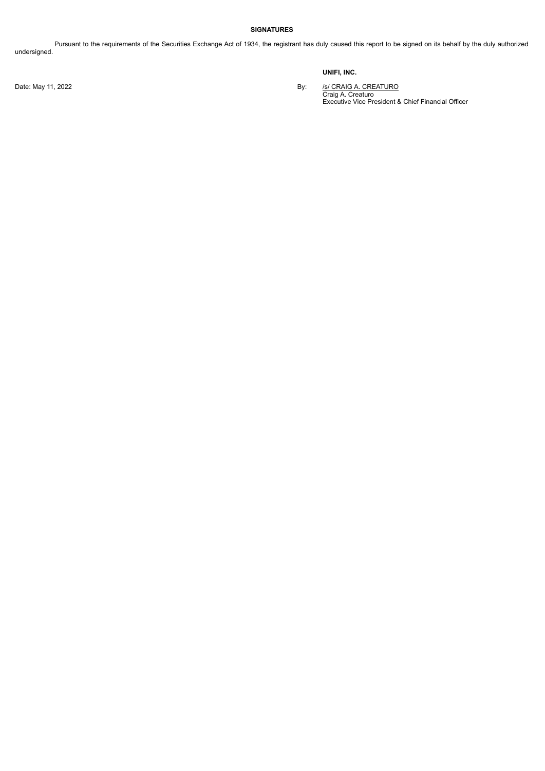## SIGNATURES

Pursuant to the requirements of the Securities Exchange Act of 1934, the registrant has duly caused this report to be signed on its behalf by the duly authorized undersigned.

**UNIFI, INC.**

Date: May 11, 2022

By: /s/ CRAIG A. CREATURO
Craig A. Creaturo
Executive Vice President & Chief Financial Officer